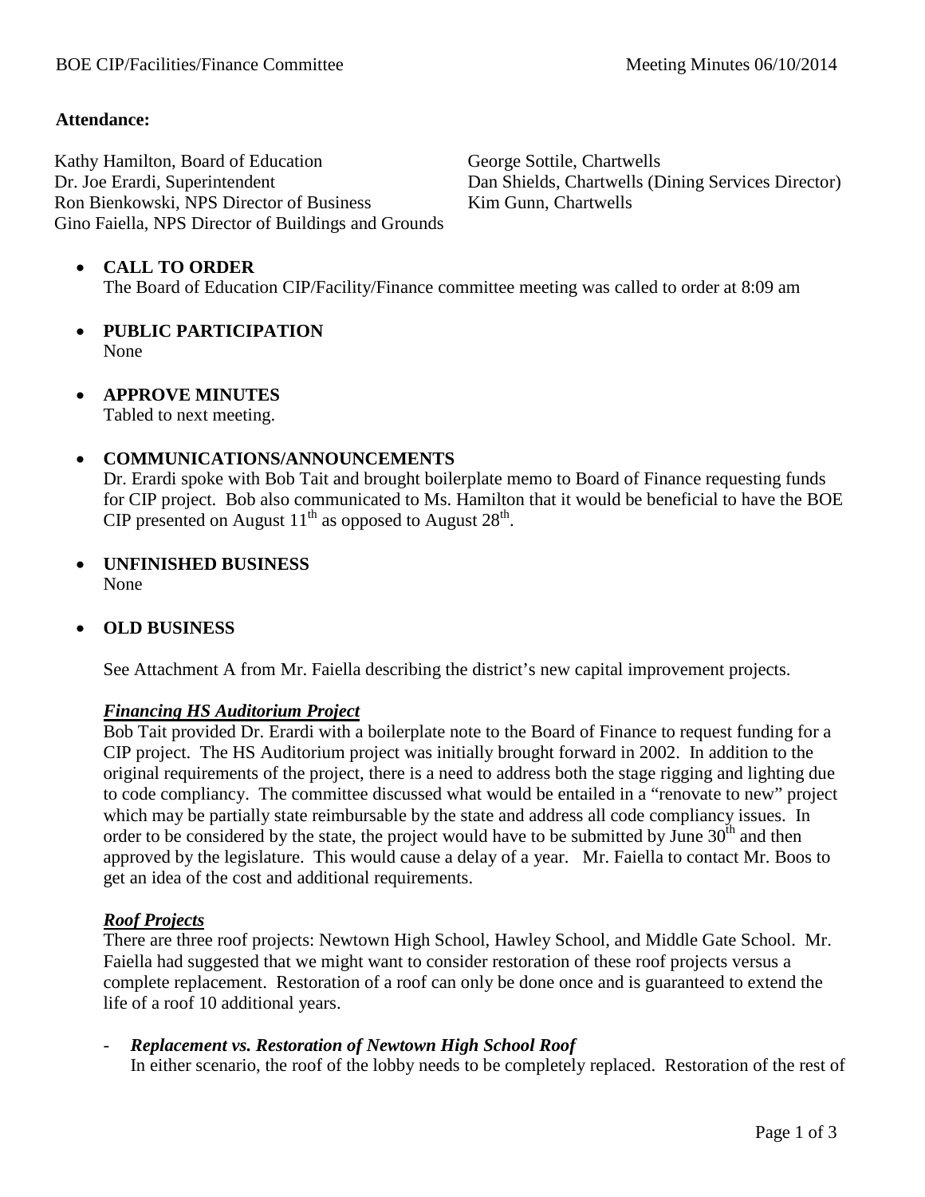**Attendance:**

Kathy Hamilton, Board of Education
Dr. Joe Erardi, Superintendent
Ron Bienkowski, NPS Director of Business
Gino Faiella, NPS Director of Buildings and Grounds
George Sottile, Chartwells
Dan Shields, Chartwells (Dining Services Director)
Kim Gunn, Chartwells

- **CALL TO ORDER**
  The Board of Education CIP/Facility/Finance committee meeting was called to order at 8:09 am

- **PUBLIC PARTICIPATION**
  None

- **APPROVE MINUTES**
  Tabled to next meeting.

- **COMMUNICATIONS/ANNOUNCEMENTS**
  Dr. Erardi spoke with Bob Tait and brought boilerplate memo to Board of Finance requesting funds for CIP project. Bob also communicated to Ms. Hamilton that it would be beneficial to have the BOE CIP presented on August 11th as opposed to August 28th.

- **UNFINISHED BUSINESS**
  None

- **OLD BUSINESS**

  See Attachment A from Mr. Faiella describing the district's new capital improvement projects.

  ***Financing HS Auditorium Project***
  Bob Tait provided Dr. Erardi with a boilerplate note to the Board of Finance to request funding for a CIP project. The HS Auditorium project was initially brought forward in 2002. In addition to the original requirements of the project, there is a need to address both the stage rigging and lighting due to code compliancy. The committee discussed what would be entailed in a "renovate to new" project which may be partially state reimbursable by the state and address all code compliancy issues. In order to be considered by the state, the project would have to be submitted by June 30th and then approved by the legislature. This would cause a delay of a year. Mr. Faiella to contact Mr. Boos to get an idea of the cost and additional requirements.

  ***Roof Projects***
  There are three roof projects: Newtown High School, Hawley School, and Middle Gate School. Mr. Faiella had suggested that we might want to consider restoration of these roof projects versus a complete replacement. Restoration of a roof can only be done once and is guaranteed to extend the life of a roof 10 additional years.

  - ***Replacement vs. Restoration of Newtown High School Roof***
    In either scenario, the roof of the lobby needs to be completely replaced. Restoration of the rest of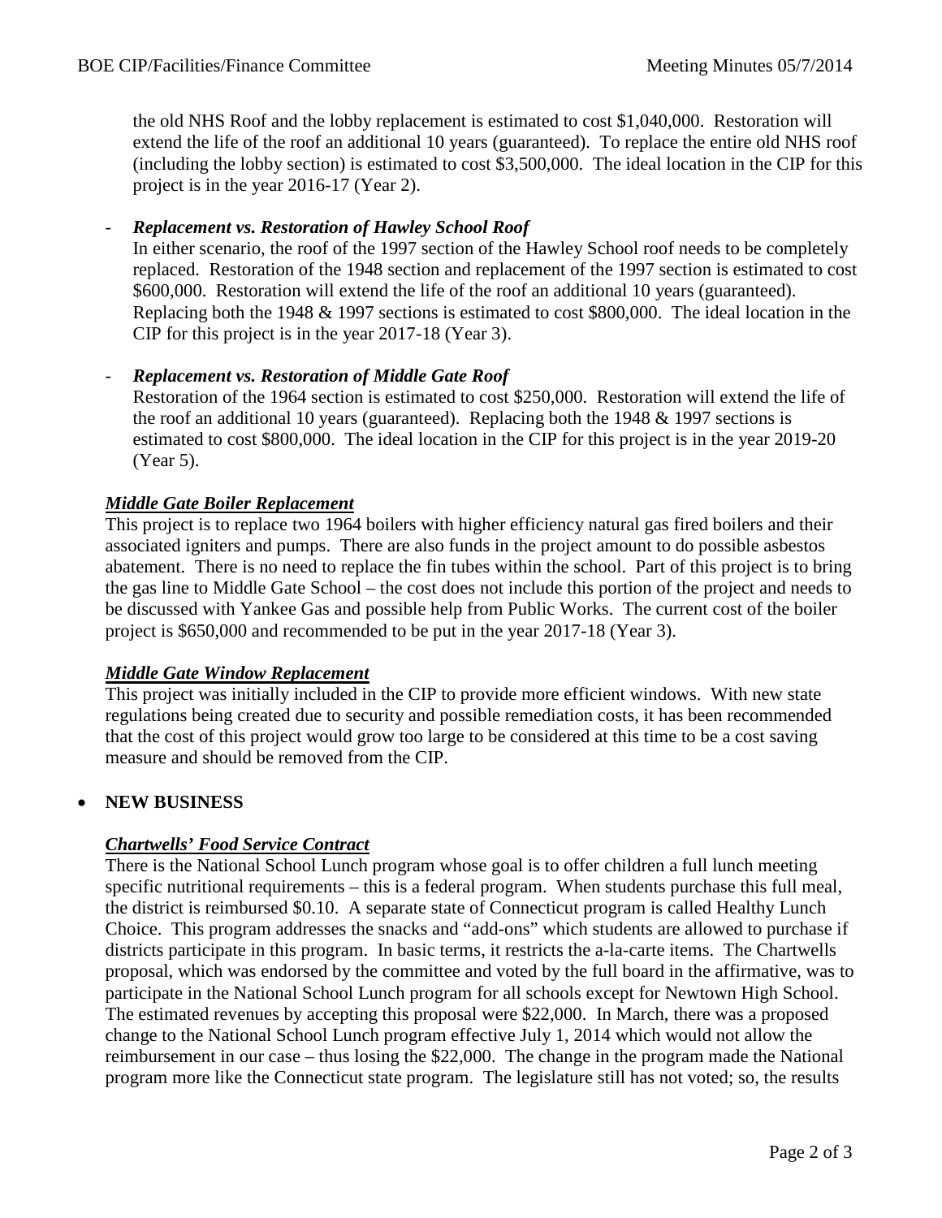the old NHS Roof and the lobby replacement is estimated to cost $1,040,000. Restoration will extend the life of the roof an additional 10 years (guaranteed). To replace the entire old NHS roof (including the lobby section) is estimated to cost $3,500,000. The ideal location in the CIP for this project is in the year 2016-17 (Year 2).

- ***Replacement vs. Restoration of Hawley School Roof***
  In either scenario, the roof of the 1997 section of the Hawley School roof needs to be completely replaced. Restoration of the 1948 section and replacement of the 1997 section is estimated to cost $600,000. Restoration will extend the life of the roof an additional 10 years (guaranteed). Replacing both the 1948 & 1997 sections is estimated to cost $800,000. The ideal location in the CIP for this project is in the year 2017-18 (Year 3).

- ***Replacement vs. Restoration of Middle Gate Roof***
  Restoration of the 1964 section is estimated to cost $250,000. Restoration will extend the life of the roof an additional 10 years (guaranteed). Replacing both the 1948 & 1997 sections is estimated to cost $800,000. The ideal location in the CIP for this project is in the year 2019-20 (Year 5).

***Middle Gate Boiler Replacement***

This project is to replace two 1964 boilers with higher efficiency natural gas fired boilers and their associated igniters and pumps. There are also funds in the project amount to do possible asbestos abatement. There is no need to replace the fin tubes within the school. Part of this project is to bring the gas line to Middle Gate School – the cost does not include this portion of the project and needs to be discussed with Yankee Gas and possible help from Public Works. The current cost of the boiler project is $650,000 and recommended to be put in the year 2017-18 (Year 3).

***Middle Gate Window Replacement***

This project was initially included in the CIP to provide more efficient windows. With new state regulations being created due to security and possible remediation costs, it has been recommended that the cost of this project would grow too large to be considered at this time to be a cost saving measure and should be removed from the CIP.

- **NEW BUSINESS**

***Chartwells' Food Service Contract***

There is the National School Lunch program whose goal is to offer children a full lunch meeting specific nutritional requirements – this is a federal program. When students purchase this full meal, the district is reimbursed $0.10. A separate state of Connecticut program is called Healthy Lunch Choice. This program addresses the snacks and "add-ons" which students are allowed to purchase if districts participate in this program. In basic terms, it restricts the a-la-carte items. The Chartwells proposal, which was endorsed by the committee and voted by the full board in the affirmative, was to participate in the National School Lunch program for all schools except for Newtown High School. The estimated revenues by accepting this proposal were $22,000. In March, there was a proposed change to the National School Lunch program effective July 1, 2014 which would not allow the reimbursement in our case – thus losing the $22,000. The change in the program made the National program more like the Connecticut state program. The legislature still has not voted; so, the results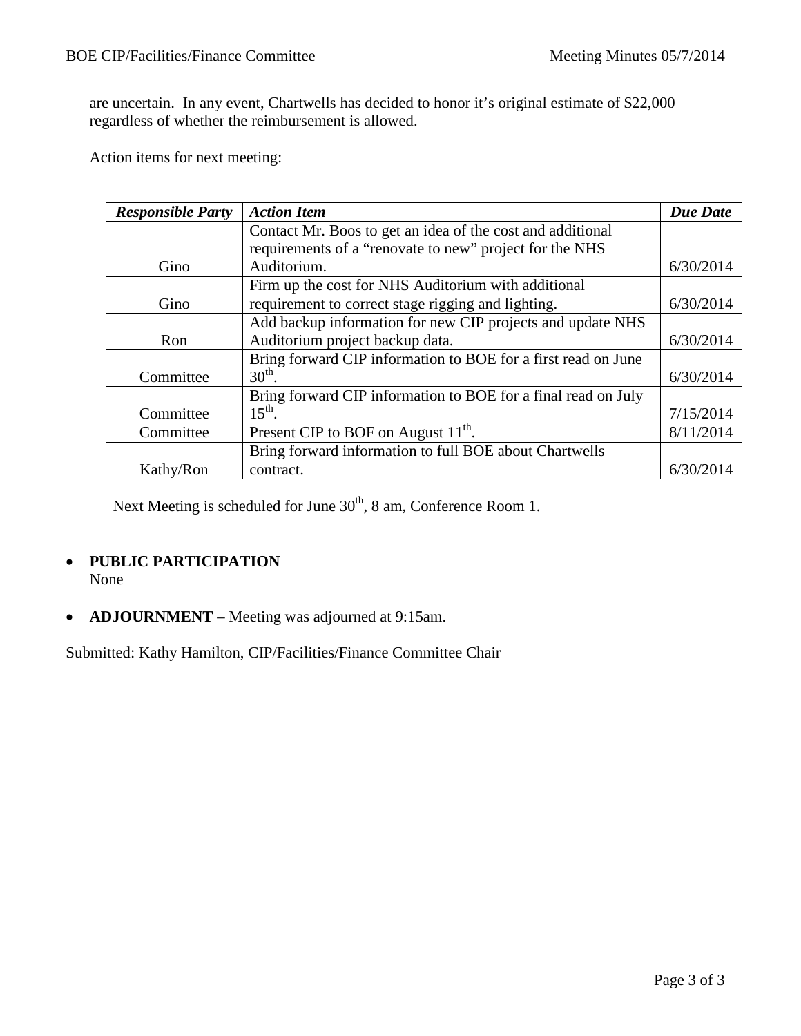are uncertain. In any event, Chartwells has decided to honor it's original estimate of $22,000 regardless of whether the reimbursement is allowed.

Action items for next meeting:

| ***Responsible Party*** | ***Action Item*** | ***Due Date*** |
|---|---|---|
| Gino | Contact Mr. Boos to get an idea of the cost and additional requirements of a "renovate to new" project for the NHS Auditorium. | 6/30/2014 |
| Gino | Firm up the cost for NHS Auditorium with additional requirement to correct stage rigging and lighting. | 6/30/2014 |
| Ron | Add backup information for new CIP projects and update NHS Auditorium project backup data. | 6/30/2014 |
| Committee | Bring forward CIP information to BOE for a first read on June 30th. | 6/30/2014 |
| Committee | Bring forward CIP information to BOE for a final read on July 15th. | 7/15/2014 |
| Committee | Present CIP to BOF on August 11th. | 8/11/2014 |
| Kathy/Ron | Bring forward information to full BOE about Chartwells contract. | 6/30/2014 |

Next Meeting is scheduled for June 30th, 8 am, Conference Room 1.

- **PUBLIC PARTICIPATION**
  None

- **ADJOURNMENT** – Meeting was adjourned at 9:15am.

Submitted: Kathy Hamilton, CIP/Facilities/Finance Committee Chair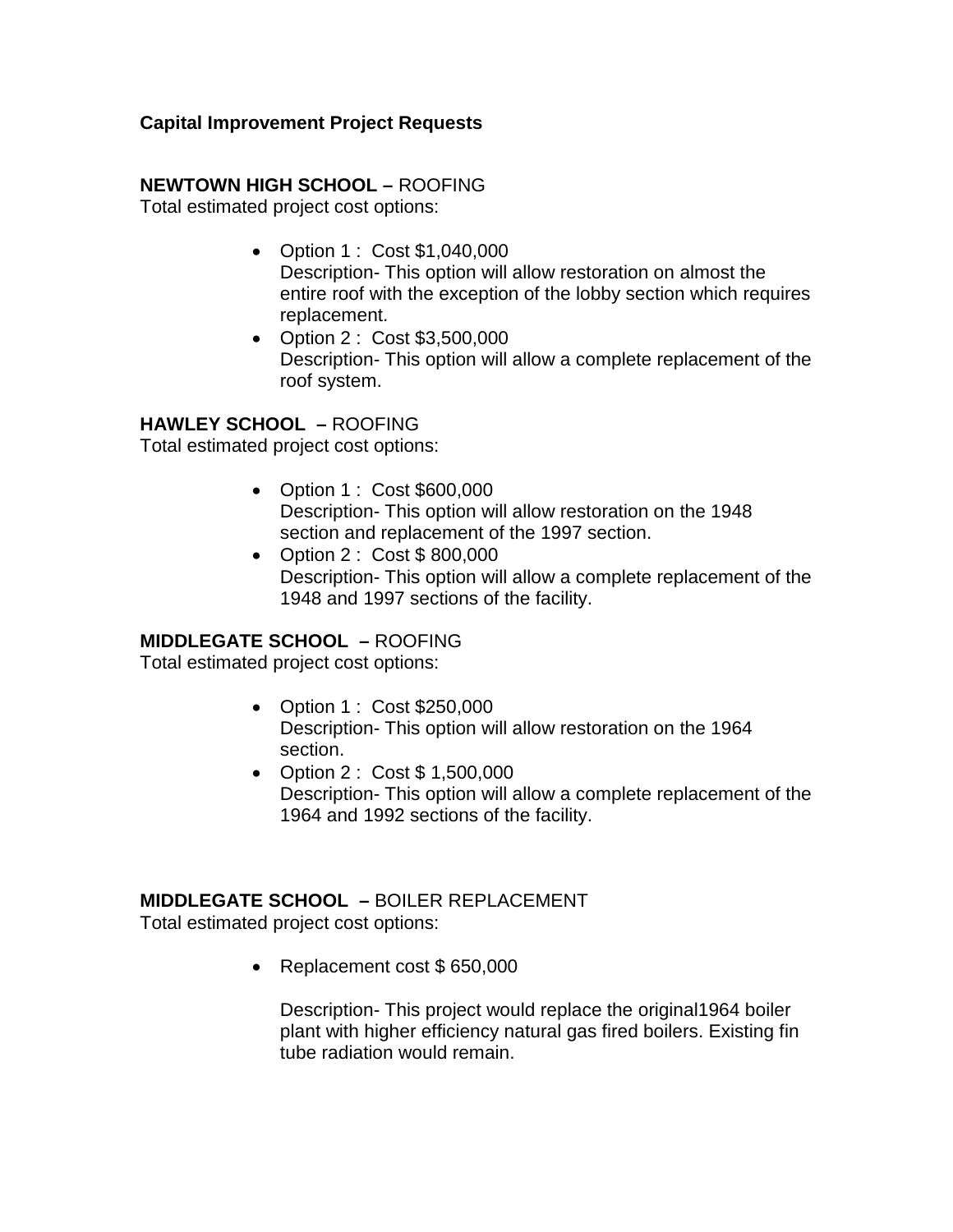**Capital Improvement Project Requests**

**NEWTOWN HIGH SCHOOL –** ROOFING
Total estimated project cost options:

- Option 1 : Cost $1,040,000
  Description- This option will allow restoration on almost the entire roof with the exception of the lobby section which requires replacement.
- Option 2 : Cost $3,500,000
  Description- This option will allow a complete replacement of the roof system.

**HAWLEY SCHOOL –** ROOFING
Total estimated project cost options:

- Option 1 : Cost $600,000
  Description- This option will allow restoration on the 1948 section and replacement of the 1997 section.
- Option 2 : Cost $ 800,000
  Description- This option will allow a complete replacement of the 1948 and 1997 sections of the facility.

**MIDDLEGATE SCHOOL –** ROOFING
Total estimated project cost options:

- Option 1 : Cost $250,000
  Description- This option will allow restoration on the 1964 section.
- Option 2 : Cost $ 1,500,000
  Description- This option will allow a complete replacement of the 1964 and 1992 sections of the facility.

**MIDDLEGATE SCHOOL –** BOILER REPLACEMENT
Total estimated project cost options:

- Replacement cost $ 650,000

  Description- This project would replace the original1964 boiler plant with higher efficiency natural gas fired boilers. Existing fin tube radiation would remain.